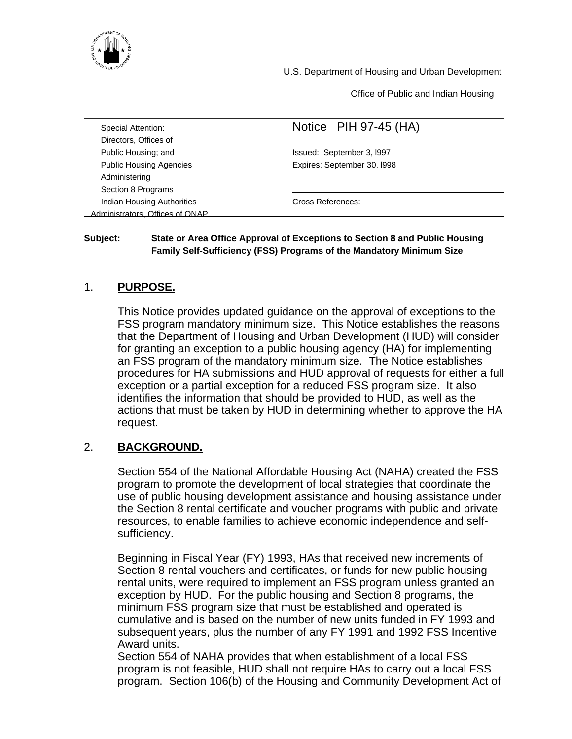U.S. Department of Housing and Urban Development

Office of Public and Indian Housing

| Special Attention: | Notice PIH 97-45 (HA) |
|---|---|
| Directors, Offices of | |
| Public Housing; and | Issued: September 3, l997 |
| Public Housing Agencies | Expires: September 30, l998 |
| Administering | |
| Section 8 Programs | |
| Indian Housing Authorities | Cross References: |
| Administrators, Offices of ONAP | |

**Subject: State or Area Office Approval of Exceptions to Section 8 and Public Housing Family Self-Sufficiency (FSS) Programs of the Mandatory Minimum Size**

## 1. PURPOSE.

This Notice provides updated guidance on the approval of exceptions to the FSS program mandatory minimum size. This Notice establishes the reasons that the Department of Housing and Urban Development (HUD) will consider for granting an exception to a public housing agency (HA) for implementing an FSS program of the mandatory minimum size. The Notice establishes procedures for HA submissions and HUD approval of requests for either a full exception or a partial exception for a reduced FSS program size. It also identifies the information that should be provided to HUD, as well as the actions that must be taken by HUD in determining whether to approve the HA request.

## 2. BACKGROUND.

Section 554 of the National Affordable Housing Act (NAHA) created the FSS program to promote the development of local strategies that coordinate the use of public housing development assistance and housing assistance under the Section 8 rental certificate and voucher programs with public and private resources, to enable families to achieve economic independence and self-sufficiency.

Beginning in Fiscal Year (FY) 1993, HAs that received new increments of Section 8 rental vouchers and certificates, or funds for new public housing rental units, were required to implement an FSS program unless granted an exception by HUD. For the public housing and Section 8 programs, the minimum FSS program size that must be established and operated is cumulative and is based on the number of new units funded in FY 1993 and subsequent years, plus the number of any FY 1991 and 1992 FSS Incentive Award units.

Section 554 of NAHA provides that when establishment of a local FSS program is not feasible, HUD shall not require HAs to carry out a local FSS program. Section 106(b) of the Housing and Community Development Act of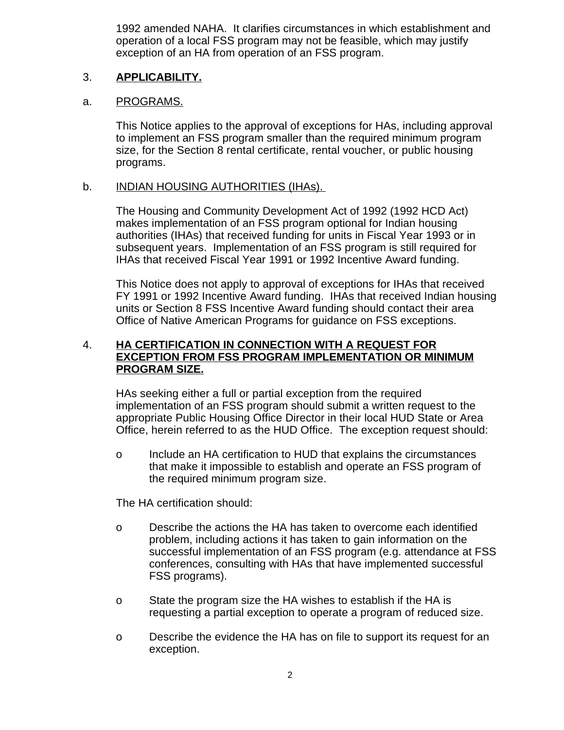1992 amended NAHA. It clarifies circumstances in which establishment and operation of a local FSS program may not be feasible, which may justify exception of an HA from operation of an FSS program.

## 3. **APPLICABILITY.**

### a. PROGRAMS.

This Notice applies to the approval of exceptions for HAs, including approval to implement an FSS program smaller than the required minimum program size, for the Section 8 rental certificate, rental voucher, or public housing programs.

### b. INDIAN HOUSING AUTHORITIES (IHAs).

The Housing and Community Development Act of 1992 (1992 HCD Act) makes implementation of an FSS program optional for Indian housing authorities (IHAs) that received funding for units in Fiscal Year 1993 or in subsequent years. Implementation of an FSS program is still required for IHAs that received Fiscal Year 1991 or 1992 Incentive Award funding.

This Notice does not apply to approval of exceptions for IHAs that received FY 1991 or 1992 Incentive Award funding. IHAs that received Indian housing units or Section 8 FSS Incentive Award funding should contact their area Office of Native American Programs for guidance on FSS exceptions.

## 4. **HA CERTIFICATION IN CONNECTION WITH A REQUEST FOR EXCEPTION FROM FSS PROGRAM IMPLEMENTATION OR MINIMUM PROGRAM SIZE.**

HAs seeking either a full or partial exception from the required implementation of an FSS program should submit a written request to the appropriate Public Housing Office Director in their local HUD State or Area Office, herein referred to as the HUD Office. The exception request should:

- Include an HA certification to HUD that explains the circumstances that make it impossible to establish and operate an FSS program of the required minimum program size.

The HA certification should:

- Describe the actions the HA has taken to overcome each identified problem, including actions it has taken to gain information on the successful implementation of an FSS program (e.g. attendance at FSS conferences, consulting with HAs that have implemented successful FSS programs).
- State the program size the HA wishes to establish if the HA is requesting a partial exception to operate a program of reduced size.
- Describe the evidence the HA has on file to support its request for an exception.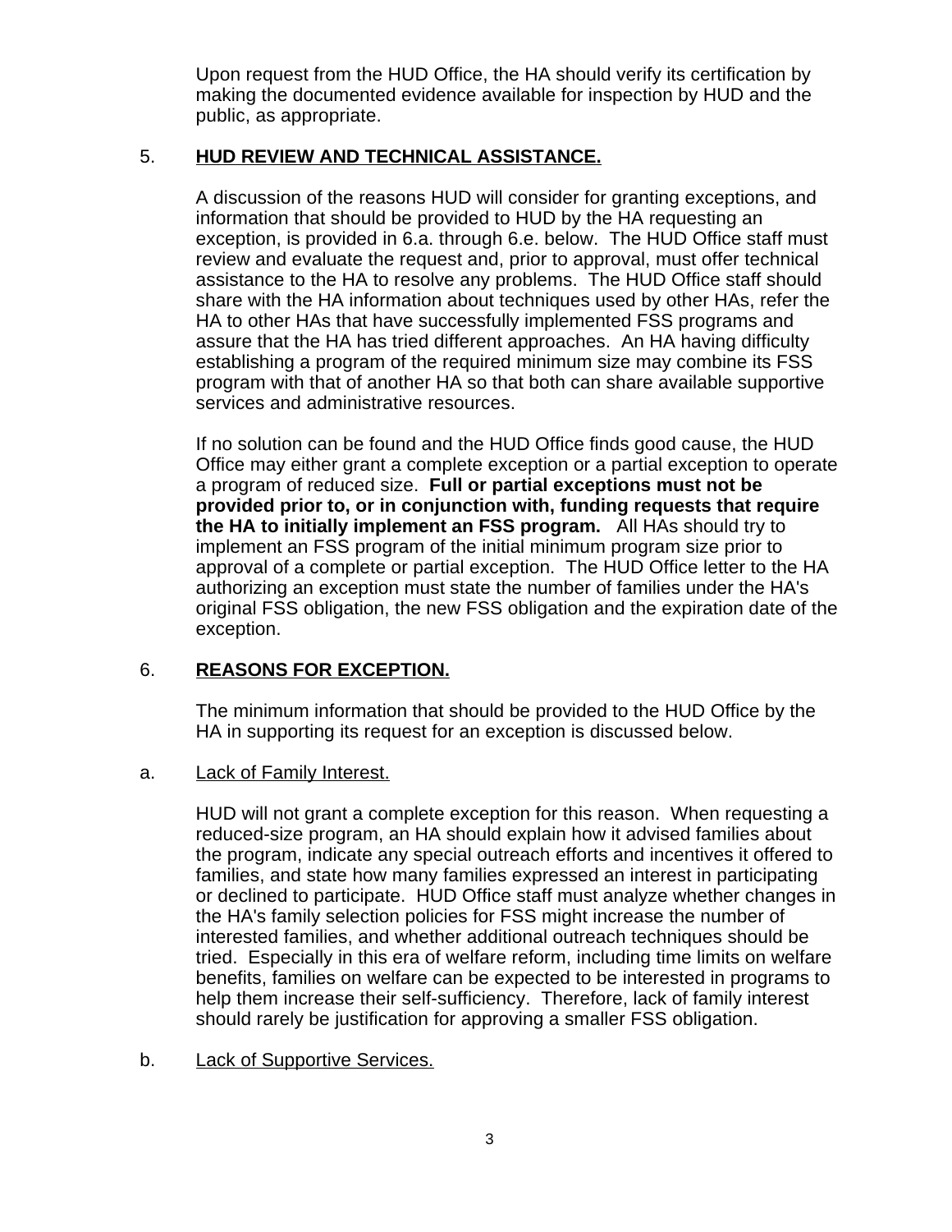Upon request from the HUD Office, the HA should verify its certification by making the documented evidence available for inspection by HUD and the public, as appropriate.

## 5. **<u>HUD REVIEW AND TECHNICAL ASSISTANCE.</u>**

A discussion of the reasons HUD will consider for granting exceptions, and information that should be provided to HUD by the HA requesting an exception, is provided in 6.a. through 6.e. below. The HUD Office staff must review and evaluate the request and, prior to approval, must offer technical assistance to the HA to resolve any problems. The HUD Office staff should share with the HA information about techniques used by other HAs, refer the HA to other HAs that have successfully implemented FSS programs and assure that the HA has tried different approaches. An HA having difficulty establishing a program of the required minimum size may combine its FSS program with that of another HA so that both can share available supportive services and administrative resources.

If no solution can be found and the HUD Office finds good cause, the HUD Office may either grant a complete exception or a partial exception to operate a program of reduced size. **Full or partial exceptions must not be provided prior to, or in conjunction with, funding requests that require the HA to initially implement an FSS program.** All HAs should try to implement an FSS program of the initial minimum program size prior to approval of a complete or partial exception. The HUD Office letter to the HA authorizing an exception must state the number of families under the HA's original FSS obligation, the new FSS obligation and the expiration date of the exception.

## 6. **<u>REASONS FOR EXCEPTION.</u>**

The minimum information that should be provided to the HUD Office by the HA in supporting its request for an exception is discussed below.

a. <u>Lack of Family Interest.</u>

HUD will not grant a complete exception for this reason. When requesting a reduced-size program, an HA should explain how it advised families about the program, indicate any special outreach efforts and incentives it offered to families, and state how many families expressed an interest in participating or declined to participate. HUD Office staff must analyze whether changes in the HA's family selection policies for FSS might increase the number of interested families, and whether additional outreach techniques should be tried. Especially in this era of welfare reform, including time limits on welfare benefits, families on welfare can be expected to be interested in programs to help them increase their self-sufficiency. Therefore, lack of family interest should rarely be justification for approving a smaller FSS obligation.

b. <u>Lack of Supportive Services.</u>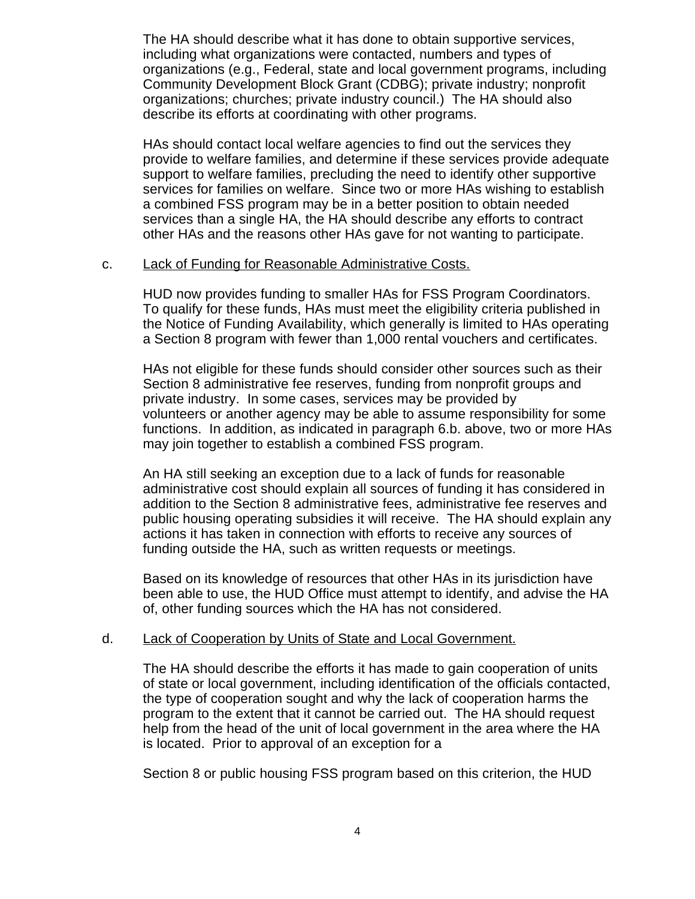The HA should describe what it has done to obtain supportive services, including what organizations were contacted, numbers and types of organizations (e.g., Federal, state and local government programs, including Community Development Block Grant (CDBG); private industry; nonprofit organizations; churches; private industry council.) The HA should also describe its efforts at coordinating with other programs.

HAs should contact local welfare agencies to find out the services they provide to welfare families, and determine if these services provide adequate support to welfare families, precluding the need to identify other supportive services for families on welfare. Since two or more HAs wishing to establish a combined FSS program may be in a better position to obtain needed services than a single HA, the HA should describe any efforts to contract other HAs and the reasons other HAs gave for not wanting to participate.

c. Lack of Funding for Reasonable Administrative Costs.

HUD now provides funding to smaller HAs for FSS Program Coordinators. To qualify for these funds, HAs must meet the eligibility criteria published in the Notice of Funding Availability, which generally is limited to HAs operating a Section 8 program with fewer than 1,000 rental vouchers and certificates.

HAs not eligible for these funds should consider other sources such as their Section 8 administrative fee reserves, funding from nonprofit groups and private industry. In some cases, services may be provided by volunteers or another agency may be able to assume responsibility for some functions. In addition, as indicated in paragraph 6.b. above, two or more HAs may join together to establish a combined FSS program.

An HA still seeking an exception due to a lack of funds for reasonable administrative cost should explain all sources of funding it has considered in addition to the Section 8 administrative fees, administrative fee reserves and public housing operating subsidies it will receive. The HA should explain any actions it has taken in connection with efforts to receive any sources of funding outside the HA, such as written requests or meetings.

Based on its knowledge of resources that other HAs in its jurisdiction have been able to use, the HUD Office must attempt to identify, and advise the HA of, other funding sources which the HA has not considered.

d. Lack of Cooperation by Units of State and Local Government.

The HA should describe the efforts it has made to gain cooperation of units of state or local government, including identification of the officials contacted, the type of cooperation sought and why the lack of cooperation harms the program to the extent that it cannot be carried out. The HA should request help from the head of the unit of local government in the area where the HA is located. Prior to approval of an exception for a

Section 8 or public housing FSS program based on this criterion, the HUD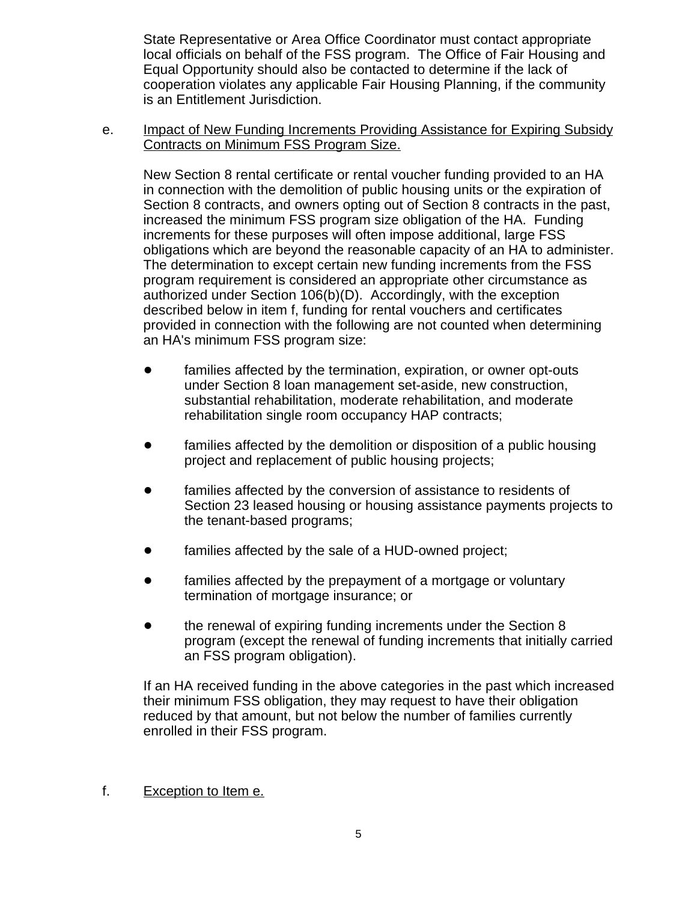State Representative or Area Office Coordinator must contact appropriate local officials on behalf of the FSS program. The Office of Fair Housing and Equal Opportunity should also be contacted to determine if the lack of cooperation violates any applicable Fair Housing Planning, if the community is an Entitlement Jurisdiction.

e. Impact of New Funding Increments Providing Assistance for Expiring Subsidy Contracts on Minimum FSS Program Size.

New Section 8 rental certificate or rental voucher funding provided to an HA in connection with the demolition of public housing units or the expiration of Section 8 contracts, and owners opting out of Section 8 contracts in the past, increased the minimum FSS program size obligation of the HA. Funding increments for these purposes will often impose additional, large FSS obligations which are beyond the reasonable capacity of an HA to administer. The determination to except certain new funding increments from the FSS program requirement is considered an appropriate other circumstance as authorized under Section 106(b)(D). Accordingly, with the exception described below in item f, funding for rental vouchers and certificates provided in connection with the following are not counted when determining an HA's minimum FSS program size:

- families affected by the termination, expiration, or owner opt-outs under Section 8 loan management set-aside, new construction, substantial rehabilitation, moderate rehabilitation, and moderate rehabilitation single room occupancy HAP contracts;
- families affected by the demolition or disposition of a public housing project and replacement of public housing projects;
- families affected by the conversion of assistance to residents of Section 23 leased housing or housing assistance payments projects to the tenant-based programs;
- families affected by the sale of a HUD-owned project;
- families affected by the prepayment of a mortgage or voluntary termination of mortgage insurance; or
- the renewal of expiring funding increments under the Section 8 program (except the renewal of funding increments that initially carried an FSS program obligation).

If an HA received funding in the above categories in the past which increased their minimum FSS obligation, they may request to have their obligation reduced by that amount, but not below the number of families currently enrolled in their FSS program.

f. Exception to Item e.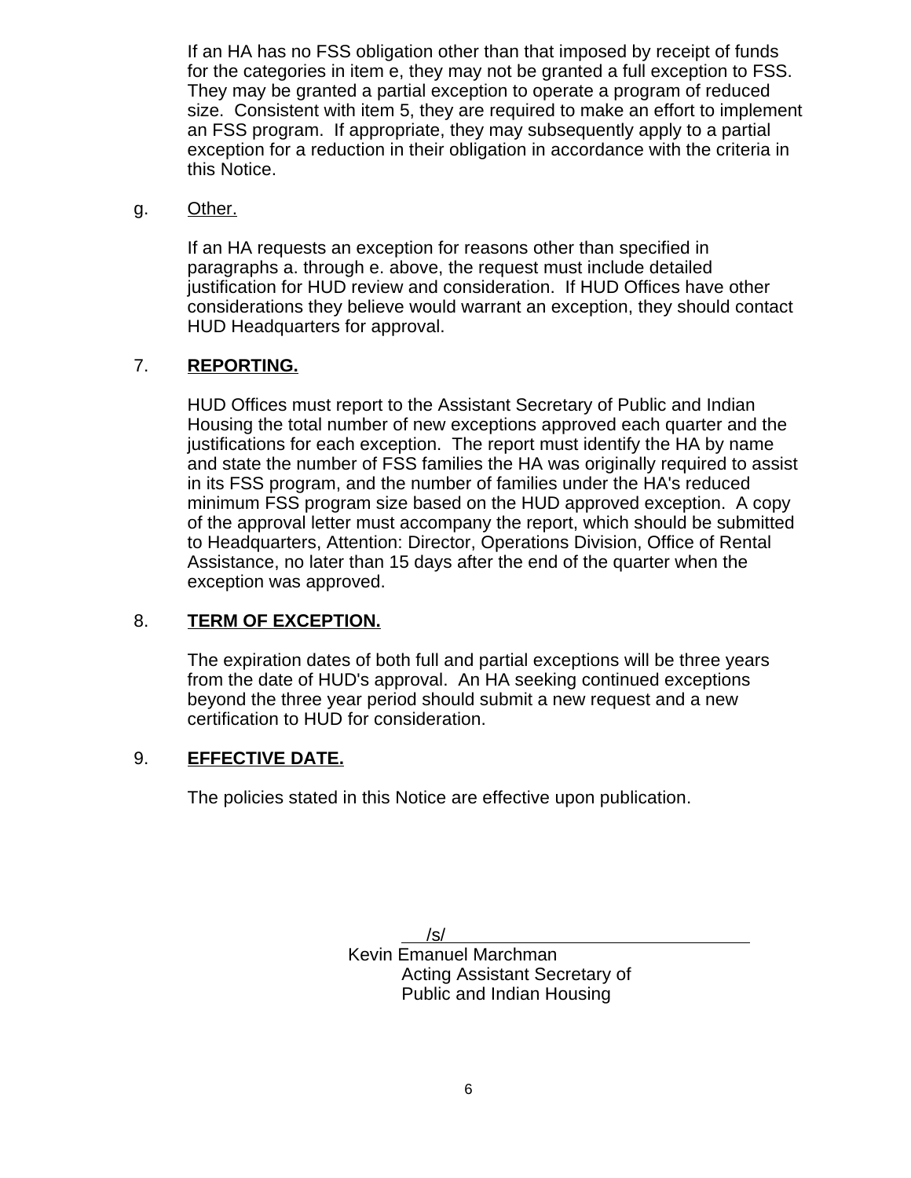If an HA has no FSS obligation other than that imposed by receipt of funds for the categories in item e, they may not be granted a full exception to FSS. They may be granted a partial exception to operate a program of reduced size. Consistent with item 5, they are required to make an effort to implement an FSS program. If appropriate, they may subsequently apply to a partial exception for a reduction in their obligation in accordance with the criteria in this Notice.

g. Other.

If an HA requests an exception for reasons other than specified in paragraphs a. through e. above, the request must include detailed justification for HUD review and consideration. If HUD Offices have other considerations they believe would warrant an exception, they should contact HUD Headquarters for approval.

## 7. **REPORTING.**

HUD Offices must report to the Assistant Secretary of Public and Indian Housing the total number of new exceptions approved each quarter and the justifications for each exception. The report must identify the HA by name and state the number of FSS families the HA was originally required to assist in its FSS program, and the number of families under the HA's reduced minimum FSS program size based on the HUD approved exception. A copy of the approval letter must accompany the report, which should be submitted to Headquarters, Attention: Director, Operations Division, Office of Rental Assistance, no later than 15 days after the end of the quarter when the exception was approved.

## 8. **TERM OF EXCEPTION.**

The expiration dates of both full and partial exceptions will be three years from the date of HUD's approval. An HA seeking continued exceptions beyond the three year period should submit a new request and a new certification to HUD for consideration.

## 9. **EFFECTIVE DATE.**

The policies stated in this Notice are effective upon publication.

/s/

Kevin Emanuel Marchman
Acting Assistant Secretary of
Public and Indian Housing